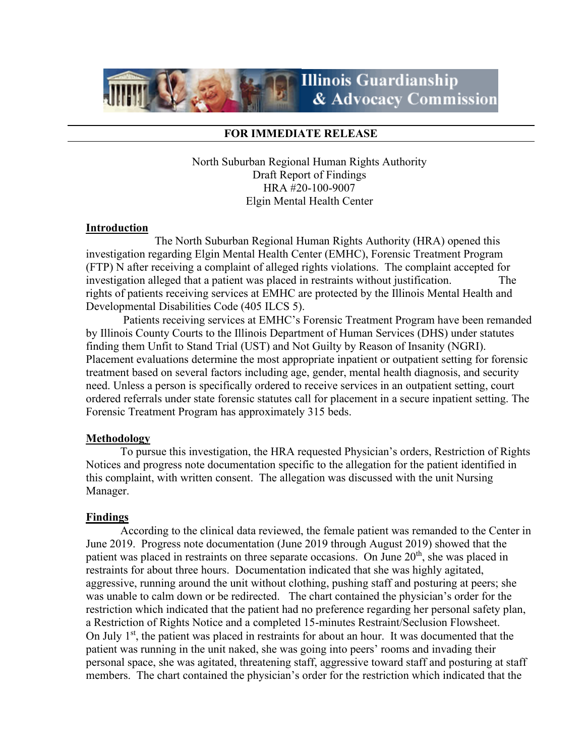Illinois Guardianship & Advocacy Commission

**FOR IMMEDIATE RELEASE**

North Suburban Regional Human Rights Authority
Draft Report of Findings
HRA #20-100-9007
Elgin Mental Health Center

## Introduction

The North Suburban Regional Human Rights Authority (HRA) opened this investigation regarding Elgin Mental Health Center (EMHC), Forensic Treatment Program (FTP) N after receiving a complaint of alleged rights violations. The complaint accepted for investigation alleged that a patient was placed in restraints without justification. The rights of patients receiving services at EMHC are protected by the Illinois Mental Health and Developmental Disabilities Code (405 ILCS 5).

Patients receiving services at EMHC's Forensic Treatment Program have been remanded by Illinois County Courts to the Illinois Department of Human Services (DHS) under statutes finding them Unfit to Stand Trial (UST) and Not Guilty by Reason of Insanity (NGRI). Placement evaluations determine the most appropriate inpatient or outpatient setting for forensic treatment based on several factors including age, gender, mental health diagnosis, and security need. Unless a person is specifically ordered to receive services in an outpatient setting, court ordered referrals under state forensic statutes call for placement in a secure inpatient setting. The Forensic Treatment Program has approximately 315 beds.

## Methodology

To pursue this investigation, the HRA requested Physician's orders, Restriction of Rights Notices and progress note documentation specific to the allegation for the patient identified in this complaint, with written consent. The allegation was discussed with the unit Nursing Manager.

## Findings

According to the clinical data reviewed, the female patient was remanded to the Center in June 2019. Progress note documentation (June 2019 through August 2019) showed that the patient was placed in restraints on three separate occasions. On June 20th, she was placed in restraints for about three hours. Documentation indicated that she was highly agitated, aggressive, running around the unit without clothing, pushing staff and posturing at peers; she was unable to calm down or be redirected. The chart contained the physician's order for the restriction which indicated that the patient had no preference regarding her personal safety plan, a Restriction of Rights Notice and a completed 15-minutes Restraint/Seclusion Flowsheet. On July 1st, the patient was placed in restraints for about an hour. It was documented that the patient was running in the unit naked, she was going into peers' rooms and invading their personal space, she was agitated, threatening staff, aggressive toward staff and posturing at staff members. The chart contained the physician's order for the restriction which indicated that the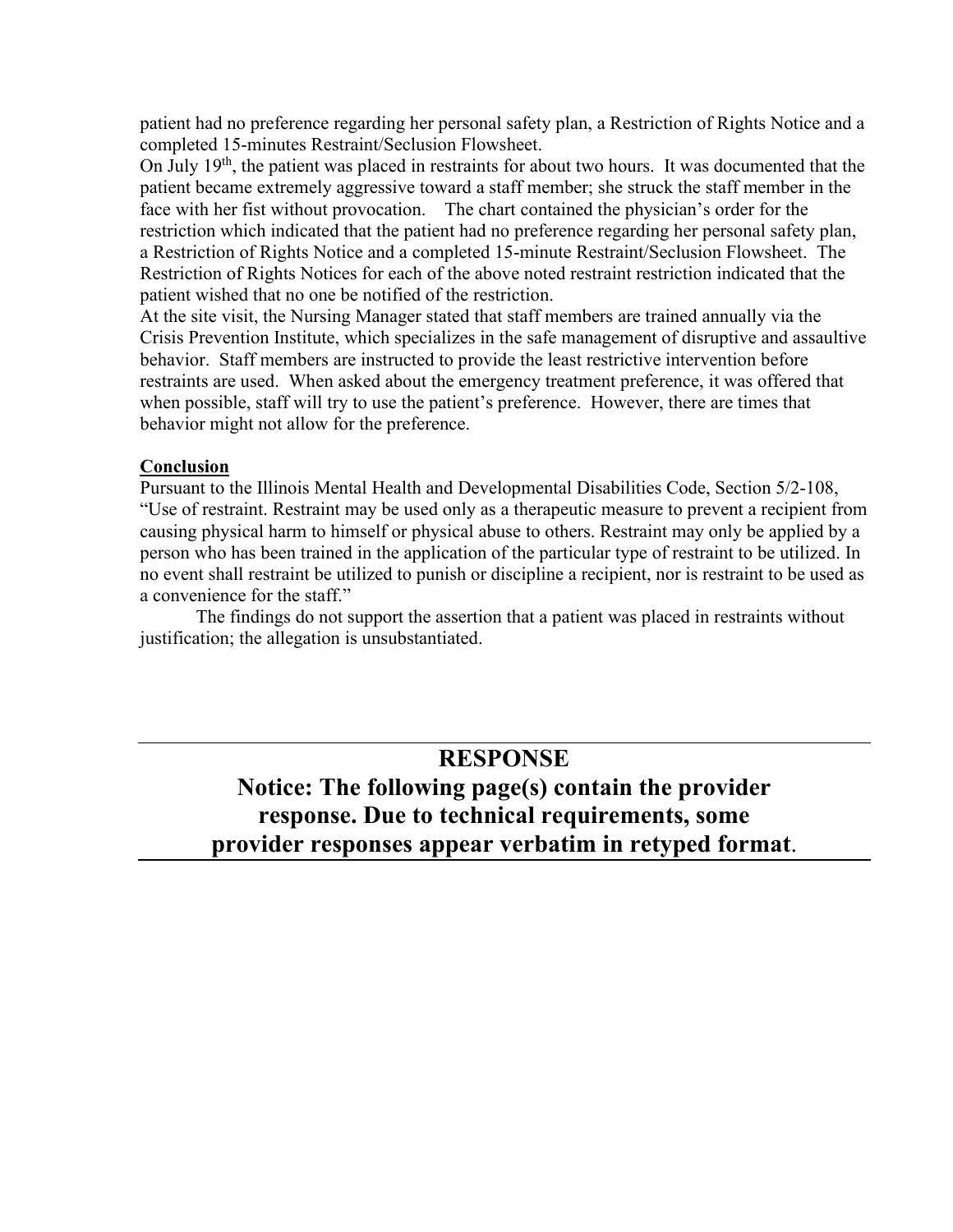patient had no preference regarding her personal safety plan, a Restriction of Rights Notice and a completed 15-minutes Restraint/Seclusion Flowsheet.

On July 19th, the patient was placed in restraints for about two hours. It was documented that the patient became extremely aggressive toward a staff member; she struck the staff member in the face with her fist without provocation. The chart contained the physician's order for the restriction which indicated that the patient had no preference regarding her personal safety plan, a Restriction of Rights Notice and a completed 15-minute Restraint/Seclusion Flowsheet. The Restriction of Rights Notices for each of the above noted restraint restriction indicated that the patient wished that no one be notified of the restriction.

At the site visit, the Nursing Manager stated that staff members are trained annually via the Crisis Prevention Institute, which specializes in the safe management of disruptive and assaultive behavior. Staff members are instructed to provide the least restrictive intervention before restraints are used. When asked about the emergency treatment preference, it was offered that when possible, staff will try to use the patient's preference. However, there are times that behavior might not allow for the preference.

**Conclusion**

Pursuant to the Illinois Mental Health and Developmental Disabilities Code, Section 5/2-108, "Use of restraint. Restraint may be used only as a therapeutic measure to prevent a recipient from causing physical harm to himself or physical abuse to others. Restraint may only be applied by a person who has been trained in the application of the particular type of restraint to be utilized. In no event shall restraint be utilized to punish or discipline a recipient, nor is restraint to be used as a convenience for the staff."

The findings do not support the assertion that a patient was placed in restraints without justification; the allegation is unsubstantiated.

---

## RESPONSE

## Notice: The following page(s) contain the provider response. Due to technical requirements, some provider responses appear verbatim in retyped format.

---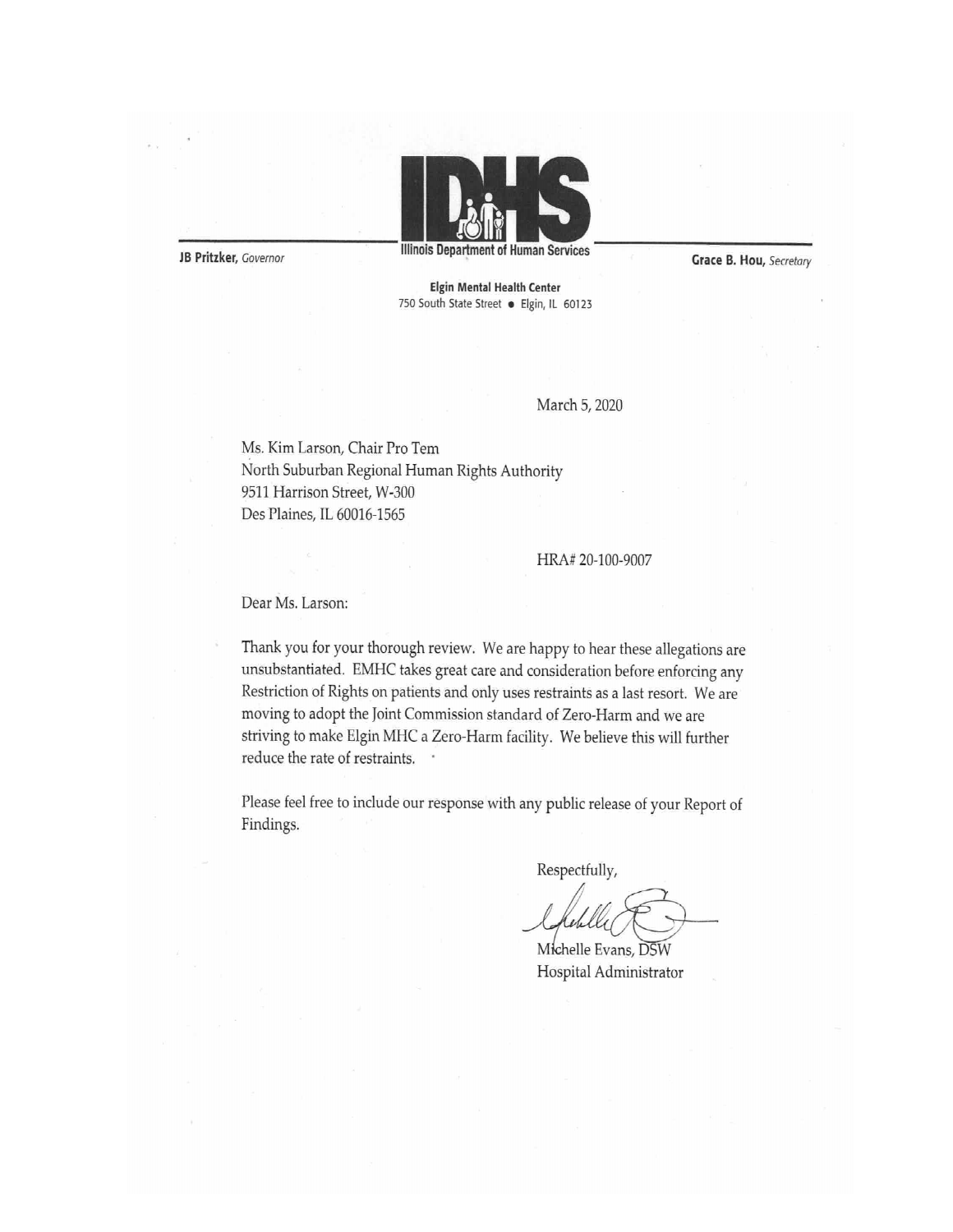**JB Pritzker**, *Governor*

**Illinois Department of Human Services**

**Grace B. Hou**, *Secretary*

**Elgin Mental Health Center**
750 South State Street • Elgin, IL 60123

March 5, 2020

Ms. Kim Larson, Chair Pro Tem
North Suburban Regional Human Rights Authority
9511 Harrison Street, W-300
Des Plaines, IL 60016-1565

HRA# 20-100-9007

Dear Ms. Larson:

Thank you for your thorough review. We are happy to hear these allegations are unsubstantiated. EMHC takes great care and consideration before enforcing any Restriction of Rights on patients and only uses restraints as a last resort. We are moving to adopt the Joint Commission standard of Zero-Harm and we are striving to make Elgin MHC a Zero-Harm facility. We believe this will further reduce the rate of restraints.

Please feel free to include our response with any public release of your Report of Findings.

Respectfully,

Michelle Evans, DSW
Hospital Administrator